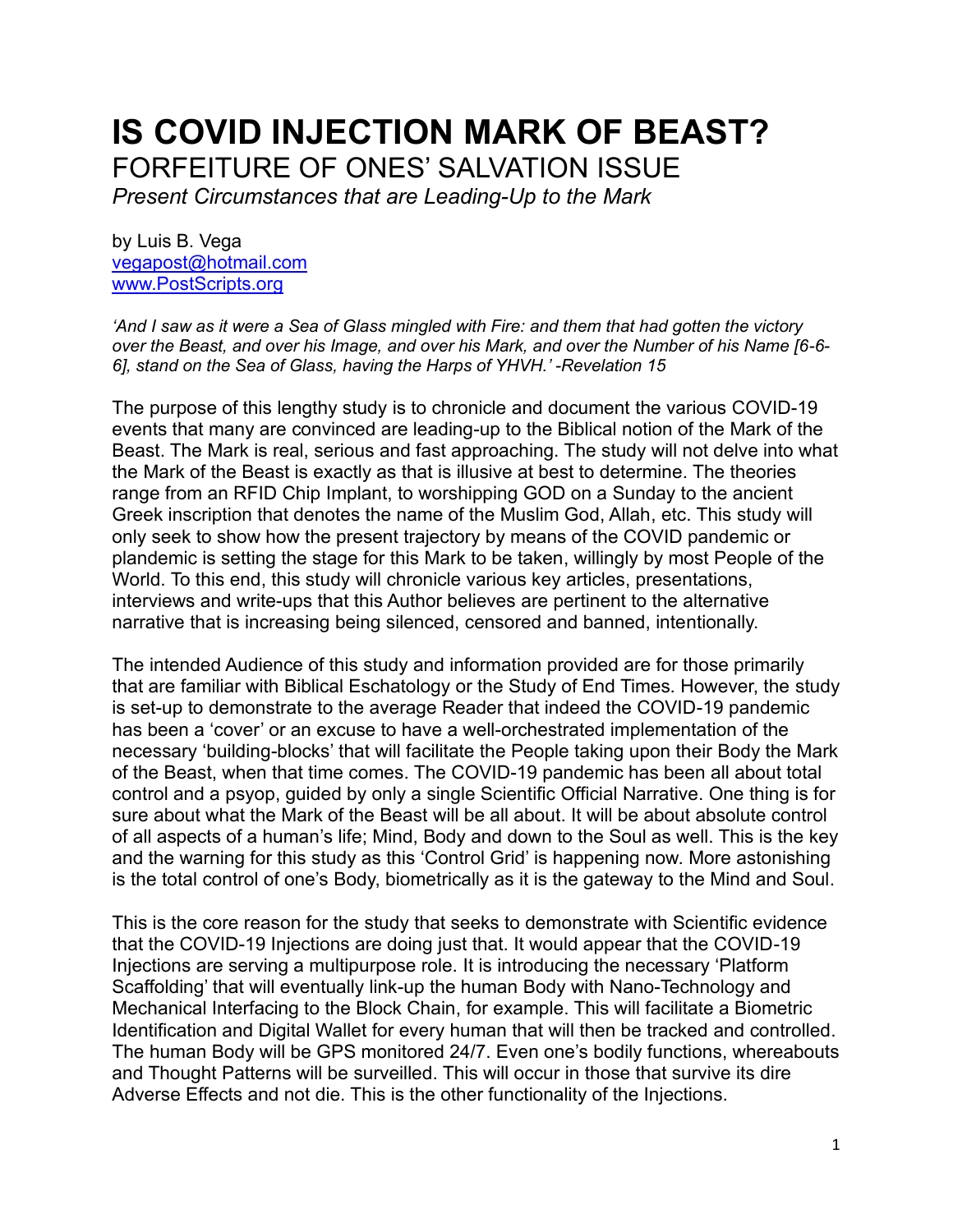# IS COVID INJECTION MARK OF BEAST?

## FORFEITURE OF ONES' SALVATION ISSUE

*Present Circumstances that are Leading-Up to the Mark*

by Luis B. Vega
vegapost@hotmail.com
www.PostScripts.org

*'And I saw as it were a Sea of Glass mingled with Fire: and them that had gotten the victory over the Beast, and over his Image, and over his Mark, and over the Number of his Name [6-6-6], stand on the Sea of Glass, having the Harps of YHVH.' -Revelation 15*

The purpose of this lengthy study is to chronicle and document the various COVID-19 events that many are convinced are leading-up to the Biblical notion of the Mark of the Beast. The Mark is real, serious and fast approaching. The study will not delve into what the Mark of the Beast is exactly as that is illusive at best to determine. The theories range from an RFID Chip Implant, to worshipping GOD on a Sunday to the ancient Greek inscription that denotes the name of the Muslim God, Allah, etc. This study will only seek to show how the present trajectory by means of the COVID pandemic or plandemic is setting the stage for this Mark to be taken, willingly by most People of the World. To this end, this study will chronicle various key articles, presentations, interviews and write-ups that this Author believes are pertinent to the alternative narrative that is increasing being silenced, censored and banned, intentionally.

The intended Audience of this study and information provided are for those primarily that are familiar with Biblical Eschatology or the Study of End Times. However, the study is set-up to demonstrate to the average Reader that indeed the COVID-19 pandemic has been a 'cover' or an excuse to have a well-orchestrated implementation of the necessary 'building-blocks' that will facilitate the People taking upon their Body the Mark of the Beast, when that time comes. The COVID-19 pandemic has been all about total control and a psyop, guided by only a single Scientific Official Narrative. One thing is for sure about what the Mark of the Beast will be all about. It will be about absolute control of all aspects of a human's life; Mind, Body and down to the Soul as well. This is the key and the warning for this study as this 'Control Grid' is happening now. More astonishing is the total control of one's Body, biometrically as it is the gateway to the Mind and Soul.

This is the core reason for the study that seeks to demonstrate with Scientific evidence that the COVID-19 Injections are doing just that. It would appear that the COVID-19 Injections are serving a multipurpose role. It is introducing the necessary 'Platform Scaffolding' that will eventually link-up the human Body with Nano-Technology and Mechanical Interfacing to the Block Chain, for example. This will facilitate a Biometric Identification and Digital Wallet for every human that will then be tracked and controlled. The human Body will be GPS monitored 24/7. Even one's bodily functions, whereabouts and Thought Patterns will be surveilled. This will occur in those that survive its dire Adverse Effects and not die. This is the other functionality of the Injections.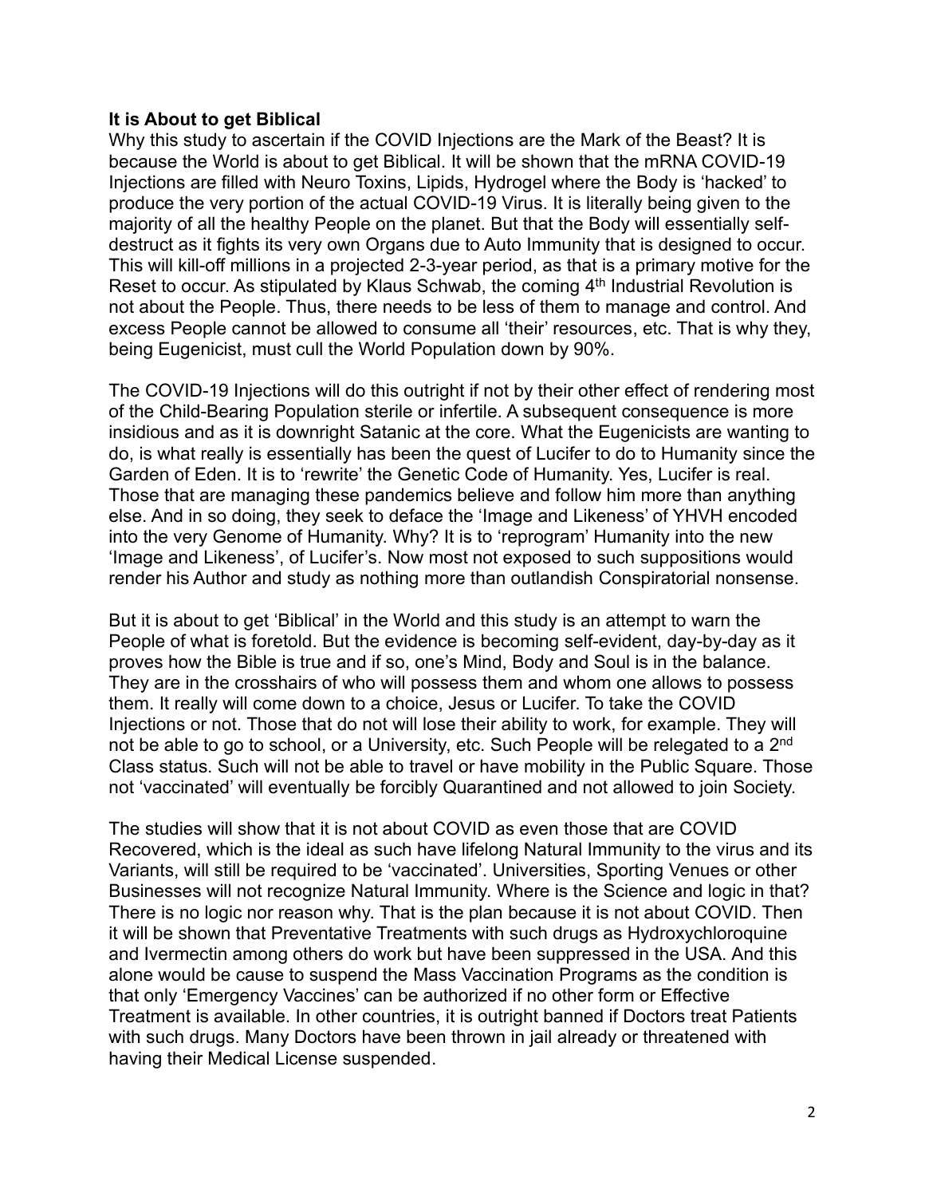**It is About to get Biblical**

Why this study to ascertain if the COVID Injections are the Mark of the Beast? It is because the World is about to get Biblical. It will be shown that the mRNA COVID-19 Injections are filled with Neuro Toxins, Lipids, Hydrogel where the Body is 'hacked' to produce the very portion of the actual COVID-19 Virus. It is literally being given to the majority of all the healthy People on the planet. But that the Body will essentially self-destruct as it fights its very own Organs due to Auto Immunity that is designed to occur. This will kill-off millions in a projected 2-3-year period, as that is a primary motive for the Reset to occur. As stipulated by Klaus Schwab, the coming 4th Industrial Revolution is not about the People. Thus, there needs to be less of them to manage and control. And excess People cannot be allowed to consume all 'their' resources, etc. That is why they, being Eugenicist, must cull the World Population down by 90%.

The COVID-19 Injections will do this outright if not by their other effect of rendering most of the Child-Bearing Population sterile or infertile. A subsequent consequence is more insidious and as it is downright Satanic at the core. What the Eugenicists are wanting to do, is what really is essentially has been the quest of Lucifer to do to Humanity since the Garden of Eden. It is to 'rewrite' the Genetic Code of Humanity. Yes, Lucifer is real. Those that are managing these pandemics believe and follow him more than anything else. And in so doing, they seek to deface the 'Image and Likeness' of YHVH encoded into the very Genome of Humanity. Why? It is to 'reprogram' Humanity into the new 'Image and Likeness', of Lucifer's. Now most not exposed to such suppositions would render his Author and study as nothing more than outlandish Conspiratorial nonsense.

But it is about to get 'Biblical' in the World and this study is an attempt to warn the People of what is foretold. But the evidence is becoming self-evident, day-by-day as it proves how the Bible is true and if so, one's Mind, Body and Soul is in the balance. They are in the crosshairs of who will possess them and whom one allows to possess them. It really will come down to a choice, Jesus or Lucifer. To take the COVID Injections or not. Those that do not will lose their ability to work, for example. They will not be able to go to school, or a University, etc. Such People will be relegated to a 2nd Class status. Such will not be able to travel or have mobility in the Public Square. Those not 'vaccinated' will eventually be forcibly Quarantined and not allowed to join Society.

The studies will show that it is not about COVID as even those that are COVID Recovered, which is the ideal as such have lifelong Natural Immunity to the virus and its Variants, will still be required to be 'vaccinated'. Universities, Sporting Venues or other Businesses will not recognize Natural Immunity. Where is the Science and logic in that? There is no logic nor reason why. That is the plan because it is not about COVID. Then it will be shown that Preventative Treatments with such drugs as Hydroxychloroquine and Ivermectin among others do work but have been suppressed in the USA. And this alone would be cause to suspend the Mass Vaccination Programs as the condition is that only 'Emergency Vaccines' can be authorized if no other form or Effective Treatment is available. In other countries, it is outright banned if Doctors treat Patients with such drugs. Many Doctors have been thrown in jail already or threatened with having their Medical License suspended.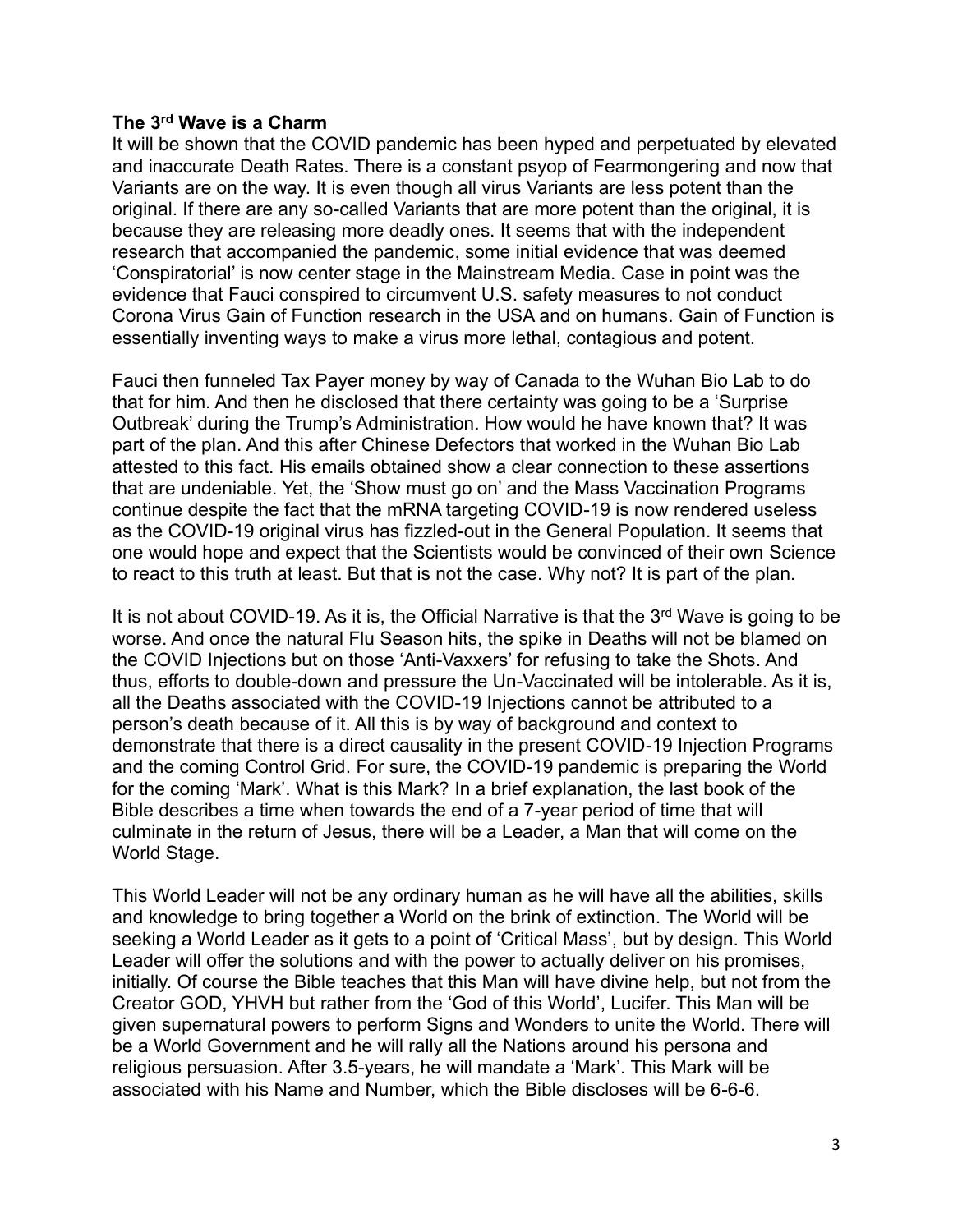**The 3rd Wave is a Charm**

It will be shown that the COVID pandemic has been hyped and perpetuated by elevated and inaccurate Death Rates. There is a constant psyop of Fearmongering and now that Variants are on the way. It is even though all virus Variants are less potent than the original. If there are any so-called Variants that are more potent than the original, it is because they are releasing more deadly ones. It seems that with the independent research that accompanied the pandemic, some initial evidence that was deemed 'Conspiratorial' is now center stage in the Mainstream Media. Case in point was the evidence that Fauci conspired to circumvent U.S. safety measures to not conduct Corona Virus Gain of Function research in the USA and on humans. Gain of Function is essentially inventing ways to make a virus more lethal, contagious and potent.

Fauci then funneled Tax Payer money by way of Canada to the Wuhan Bio Lab to do that for him. And then he disclosed that there certainty was going to be a 'Surprise Outbreak' during the Trump's Administration. How would he have known that? It was part of the plan. And this after Chinese Defectors that worked in the Wuhan Bio Lab attested to this fact. His emails obtained show a clear connection to these assertions that are undeniable. Yet, the 'Show must go on' and the Mass Vaccination Programs continue despite the fact that the mRNA targeting COVID-19 is now rendered useless as the COVID-19 original virus has fizzled-out in the General Population. It seems that one would hope and expect that the Scientists would be convinced of their own Science to react to this truth at least. But that is not the case. Why not? It is part of the plan.

It is not about COVID-19. As it is, the Official Narrative is that the 3rd Wave is going to be worse. And once the natural Flu Season hits, the spike in Deaths will not be blamed on the COVID Injections but on those 'Anti-Vaxxers' for refusing to take the Shots. And thus, efforts to double-down and pressure the Un-Vaccinated will be intolerable. As it is, all the Deaths associated with the COVID-19 Injections cannot be attributed to a person's death because of it. All this is by way of background and context to demonstrate that there is a direct causality in the present COVID-19 Injection Programs and the coming Control Grid. For sure, the COVID-19 pandemic is preparing the World for the coming 'Mark'. What is this Mark? In a brief explanation, the last book of the Bible describes a time when towards the end of a 7-year period of time that will culminate in the return of Jesus, there will be a Leader, a Man that will come on the World Stage.

This World Leader will not be any ordinary human as he will have all the abilities, skills and knowledge to bring together a World on the brink of extinction. The World will be seeking a World Leader as it gets to a point of 'Critical Mass', but by design. This World Leader will offer the solutions and with the power to actually deliver on his promises, initially. Of course the Bible teaches that this Man will have divine help, but not from the Creator GOD, YHVH but rather from the 'God of this World', Lucifer. This Man will be given supernatural powers to perform Signs and Wonders to unite the World. There will be a World Government and he will rally all the Nations around his persona and religious persuasion. After 3.5-years, he will mandate a 'Mark'. This Mark will be associated with his Name and Number, which the Bible discloses will be 6-6-6.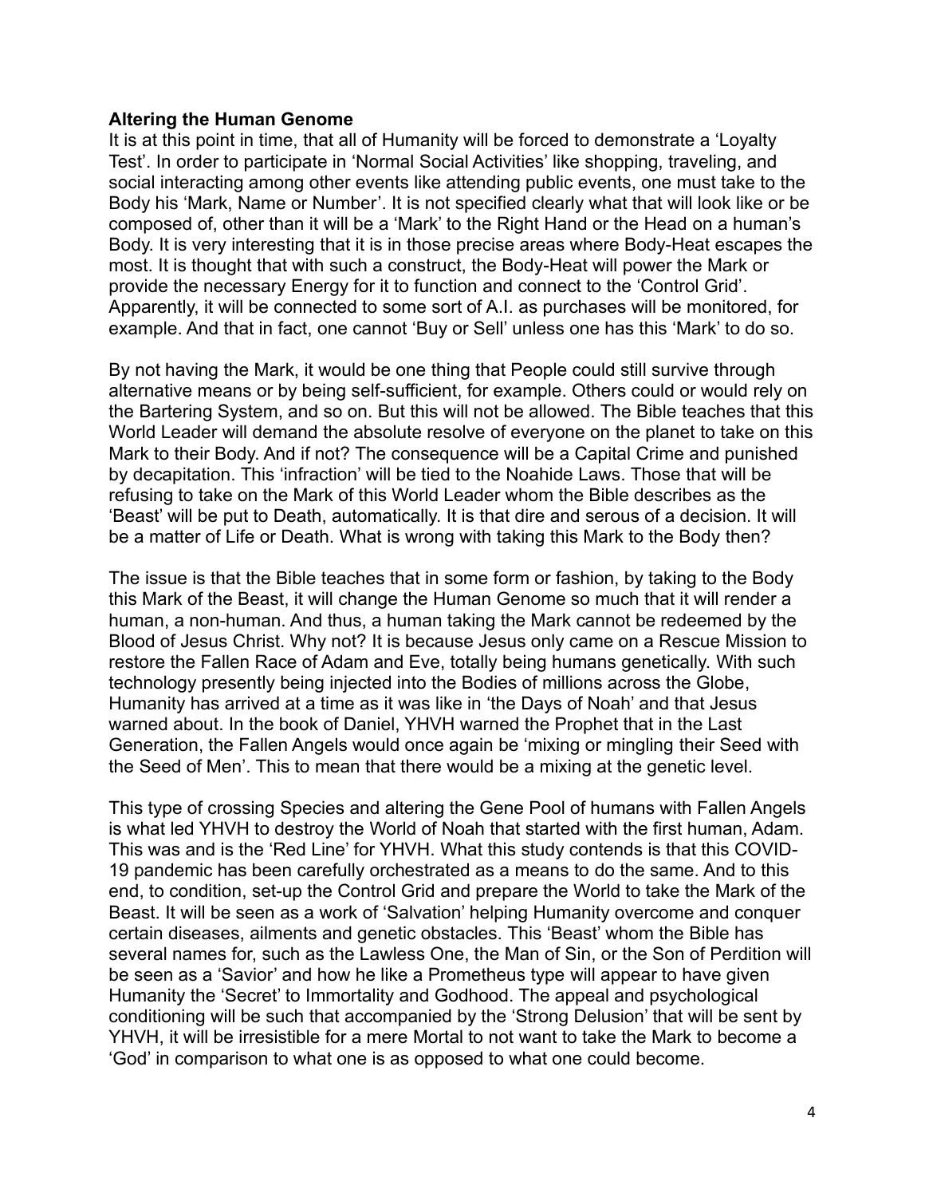**Altering the Human Genome**

It is at this point in time, that all of Humanity will be forced to demonstrate a 'Loyalty Test'. In order to participate in 'Normal Social Activities' like shopping, traveling, and social interacting among other events like attending public events, one must take to the Body his 'Mark, Name or Number'. It is not specified clearly what that will look like or be composed of, other than it will be a 'Mark' to the Right Hand or the Head on a human's Body. It is very interesting that it is in those precise areas where Body-Heat escapes the most. It is thought that with such a construct, the Body-Heat will power the Mark or provide the necessary Energy for it to function and connect to the 'Control Grid'. Apparently, it will be connected to some sort of A.I. as purchases will be monitored, for example. And that in fact, one cannot 'Buy or Sell' unless one has this 'Mark' to do so.

By not having the Mark, it would be one thing that People could still survive through alternative means or by being self-sufficient, for example. Others could or would rely on the Bartering System, and so on. But this will not be allowed. The Bible teaches that this World Leader will demand the absolute resolve of everyone on the planet to take on this Mark to their Body. And if not? The consequence will be a Capital Crime and punished by decapitation. This 'infraction' will be tied to the Noahide Laws. Those that will be refusing to take on the Mark of this World Leader whom the Bible describes as the 'Beast' will be put to Death, automatically. It is that dire and serous of a decision. It will be a matter of Life or Death. What is wrong with taking this Mark to the Body then?

The issue is that the Bible teaches that in some form or fashion, by taking to the Body this Mark of the Beast, it will change the Human Genome so much that it will render a human, a non-human. And thus, a human taking the Mark cannot be redeemed by the Blood of Jesus Christ. Why not? It is because Jesus only came on a Rescue Mission to restore the Fallen Race of Adam and Eve, totally being humans genetically. With such technology presently being injected into the Bodies of millions across the Globe, Humanity has arrived at a time as it was like in 'the Days of Noah' and that Jesus warned about. In the book of Daniel, YHVH warned the Prophet that in the Last Generation, the Fallen Angels would once again be 'mixing or mingling their Seed with the Seed of Men'. This to mean that there would be a mixing at the genetic level.

This type of crossing Species and altering the Gene Pool of humans with Fallen Angels is what led YHVH to destroy the World of Noah that started with the first human, Adam. This was and is the 'Red Line' for YHVH. What this study contends is that this COVID-19 pandemic has been carefully orchestrated as a means to do the same. And to this end, to condition, set-up the Control Grid and prepare the World to take the Mark of the Beast. It will be seen as a work of 'Salvation' helping Humanity overcome and conquer certain diseases, ailments and genetic obstacles. This 'Beast' whom the Bible has several names for, such as the Lawless One, the Man of Sin, or the Son of Perdition will be seen as a 'Savior' and how he like a Prometheus type will appear to have given Humanity the 'Secret' to Immortality and Godhood. The appeal and psychological conditioning will be such that accompanied by the 'Strong Delusion' that will be sent by YHVH, it will be irresistible for a mere Mortal to not want to take the Mark to become a 'God' in comparison to what one is as opposed to what one could become.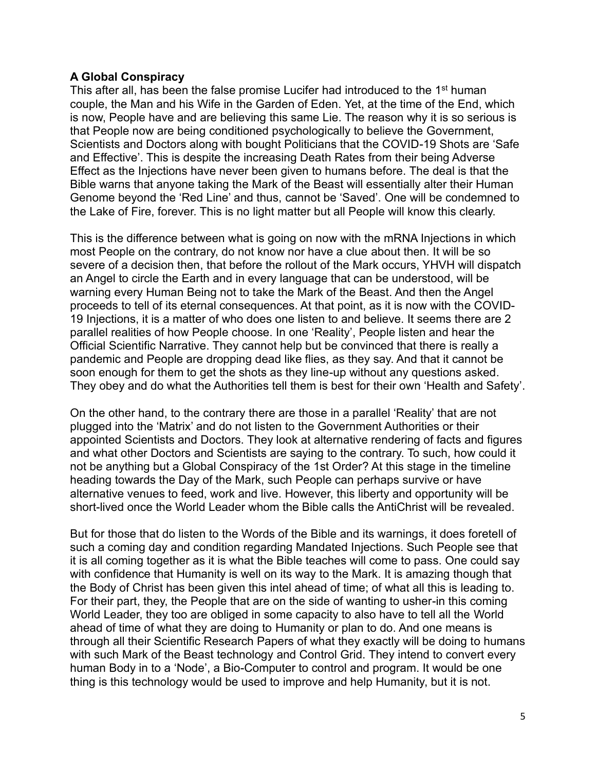**A Global Conspiracy**

This after all, has been the false promise Lucifer had introduced to the 1st human couple, the Man and his Wife in the Garden of Eden. Yet, at the time of the End, which is now, People have and are believing this same Lie. The reason why it is so serious is that People now are being conditioned psychologically to believe the Government, Scientists and Doctors along with bought Politicians that the COVID-19 Shots are 'Safe and Effective'. This is despite the increasing Death Rates from their being Adverse Effect as the Injections have never been given to humans before. The deal is that the Bible warns that anyone taking the Mark of the Beast will essentially alter their Human Genome beyond the 'Red Line' and thus, cannot be 'Saved'. One will be condemned to the Lake of Fire, forever. This is no light matter but all People will know this clearly.

This is the difference between what is going on now with the mRNA Injections in which most People on the contrary, do not know nor have a clue about then. It will be so severe of a decision then, that before the rollout of the Mark occurs, YHVH will dispatch an Angel to circle the Earth and in every language that can be understood, will be warning every Human Being not to take the Mark of the Beast. And then the Angel proceeds to tell of its eternal consequences. At that point, as it is now with the COVID-19 Injections, it is a matter of who does one listen to and believe. It seems there are 2 parallel realities of how People choose. In one 'Reality', People listen and hear the Official Scientific Narrative. They cannot help but be convinced that there is really a pandemic and People are dropping dead like flies, as they say. And that it cannot be soon enough for them to get the shots as they line-up without any questions asked. They obey and do what the Authorities tell them is best for their own 'Health and Safety'.

On the other hand, to the contrary there are those in a parallel 'Reality' that are not plugged into the 'Matrix' and do not listen to the Government Authorities or their appointed Scientists and Doctors. They look at alternative rendering of facts and figures and what other Doctors and Scientists are saying to the contrary. To such, how could it not be anything but a Global Conspiracy of the 1st Order? At this stage in the timeline heading towards the Day of the Mark, such People can perhaps survive or have alternative venues to feed, work and live. However, this liberty and opportunity will be short-lived once the World Leader whom the Bible calls the AntiChrist will be revealed.

But for those that do listen to the Words of the Bible and its warnings, it does foretell of such a coming day and condition regarding Mandated Injections. Such People see that it is all coming together as it is what the Bible teaches will come to pass. One could say with confidence that Humanity is well on its way to the Mark. It is amazing though that the Body of Christ has been given this intel ahead of time; of what all this is leading to. For their part, they, the People that are on the side of wanting to usher-in this coming World Leader, they too are obliged in some capacity to also have to tell all the World ahead of time of what they are doing to Humanity or plan to do. And one means is through all their Scientific Research Papers of what they exactly will be doing to humans with such Mark of the Beast technology and Control Grid. They intend to convert every human Body in to a 'Node', a Bio-Computer to control and program. It would be one thing is this technology would be used to improve and help Humanity, but it is not.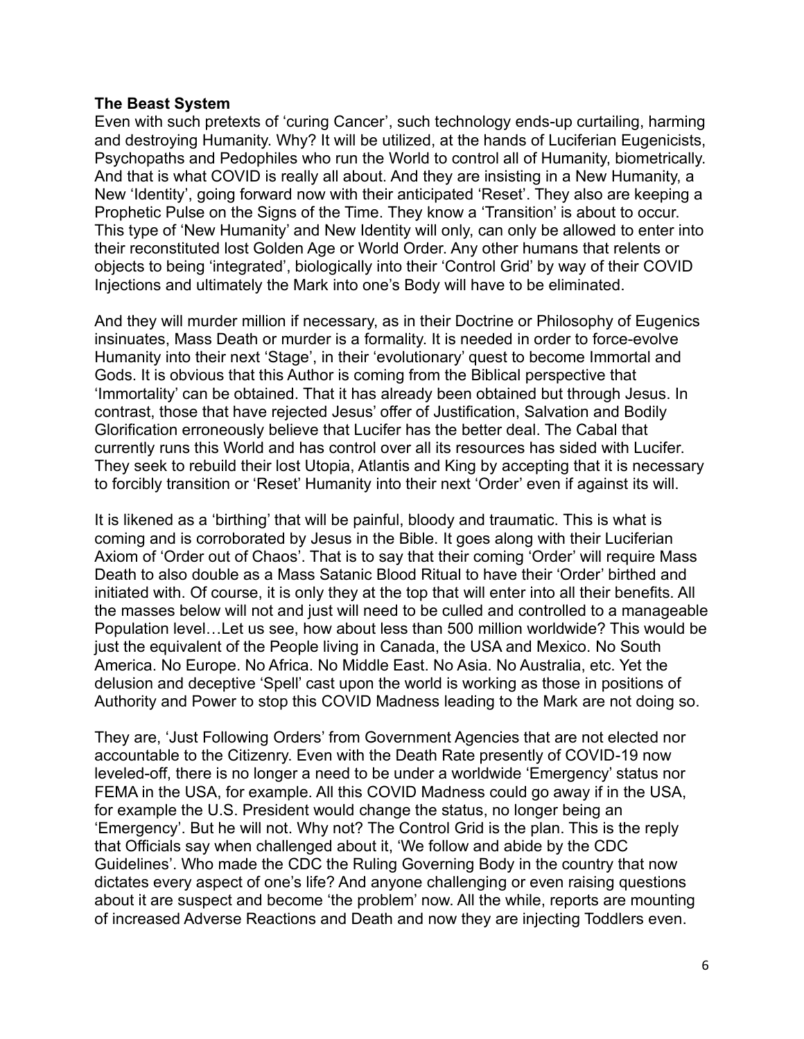**The Beast System**

Even with such pretexts of 'curing Cancer', such technology ends-up curtailing, harming and destroying Humanity. Why? It will be utilized, at the hands of Luciferian Eugenicists, Psychopaths and Pedophiles who run the World to control all of Humanity, biometrically. And that is what COVID is really all about. And they are insisting in a New Humanity, a New 'Identity', going forward now with their anticipated 'Reset'. They also are keeping a Prophetic Pulse on the Signs of the Time. They know a 'Transition' is about to occur. This type of 'New Humanity' and New Identity will only, can only be allowed to enter into their reconstituted lost Golden Age or World Order. Any other humans that relents or objects to being 'integrated', biologically into their 'Control Grid' by way of their COVID Injections and ultimately the Mark into one's Body will have to be eliminated.

And they will murder million if necessary, as in their Doctrine or Philosophy of Eugenics insinuates, Mass Death or murder is a formality. It is needed in order to force-evolve Humanity into their next 'Stage', in their 'evolutionary' quest to become Immortal and Gods. It is obvious that this Author is coming from the Biblical perspective that 'Immortality' can be obtained. That it has already been obtained but through Jesus. In contrast, those that have rejected Jesus' offer of Justification, Salvation and Bodily Glorification erroneously believe that Lucifer has the better deal. The Cabal that currently runs this World and has control over all its resources has sided with Lucifer. They seek to rebuild their lost Utopia, Atlantis and King by accepting that it is necessary to forcibly transition or 'Reset' Humanity into their next 'Order' even if against its will.

It is likened as a 'birthing' that will be painful, bloody and traumatic. This is what is coming and is corroborated by Jesus in the Bible. It goes along with their Luciferian Axiom of 'Order out of Chaos'. That is to say that their coming 'Order' will require Mass Death to also double as a Mass Satanic Blood Ritual to have their 'Order' birthed and initiated with. Of course, it is only they at the top that will enter into all their benefits. All the masses below will not and just will need to be culled and controlled to a manageable Population level…Let us see, how about less than 500 million worldwide? This would be just the equivalent of the People living in Canada, the USA and Mexico. No South America. No Europe. No Africa. No Middle East. No Asia. No Australia, etc. Yet the delusion and deceptive 'Spell' cast upon the world is working as those in positions of Authority and Power to stop this COVID Madness leading to the Mark are not doing so.

They are, 'Just Following Orders' from Government Agencies that are not elected nor accountable to the Citizenry. Even with the Death Rate presently of COVID-19 now leveled-off, there is no longer a need to be under a worldwide 'Emergency' status nor FEMA in the USA, for example. All this COVID Madness could go away if in the USA, for example the U.S. President would change the status, no longer being an 'Emergency'. But he will not. Why not? The Control Grid is the plan. This is the reply that Officials say when challenged about it, 'We follow and abide by the CDC Guidelines'. Who made the CDC the Ruling Governing Body in the country that now dictates every aspect of one's life? And anyone challenging or even raising questions about it are suspect and become 'the problem' now. All the while, reports are mounting of increased Adverse Reactions and Death and now they are injecting Toddlers even.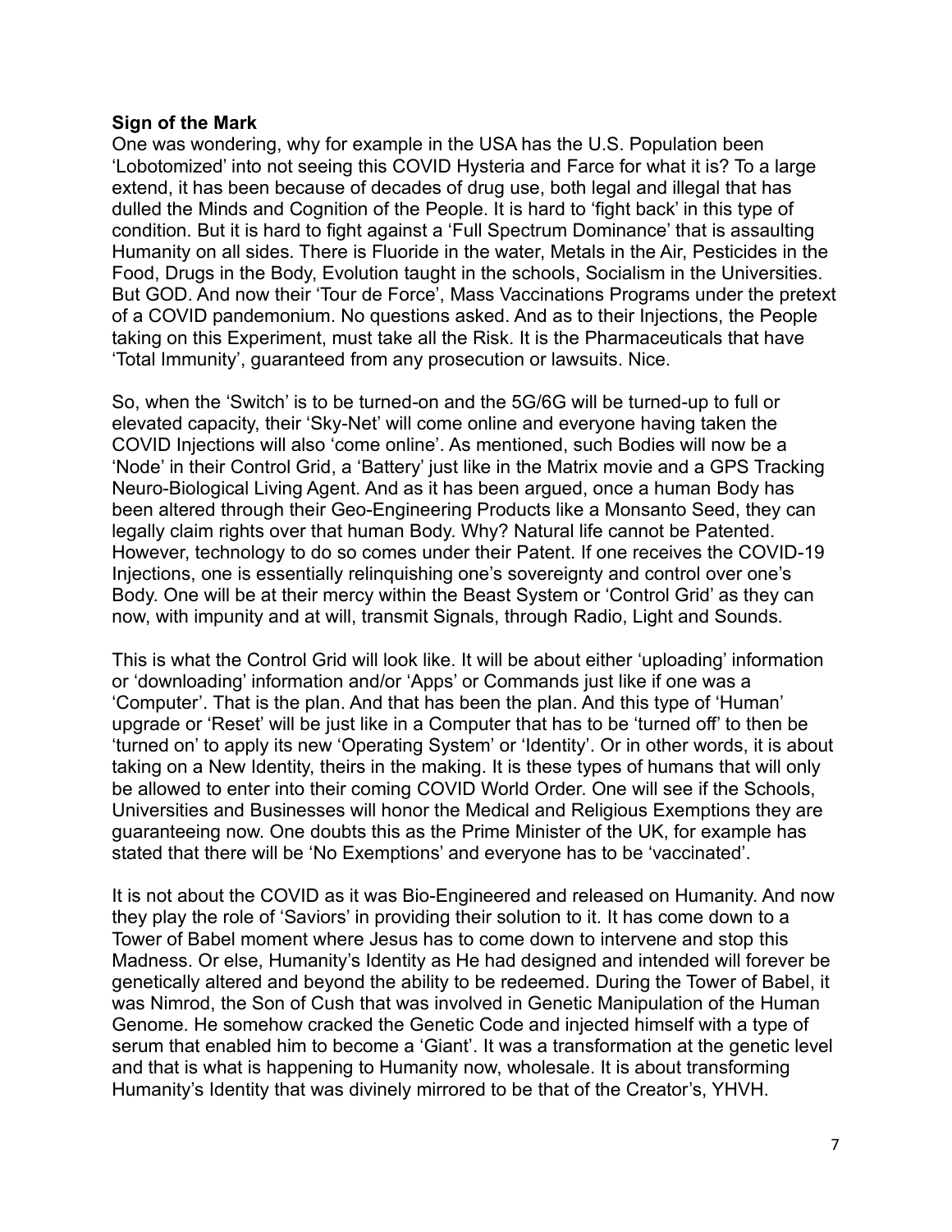**Sign of the Mark**

One was wondering, why for example in the USA has the U.S. Population been 'Lobotomized' into not seeing this COVID Hysteria and Farce for what it is? To a large extend, it has been because of decades of drug use, both legal and illegal that has dulled the Minds and Cognition of the People. It is hard to 'fight back' in this type of condition. But it is hard to fight against a 'Full Spectrum Dominance' that is assaulting Humanity on all sides. There is Fluoride in the water, Metals in the Air, Pesticides in the Food, Drugs in the Body, Evolution taught in the schools, Socialism in the Universities. But GOD. And now their 'Tour de Force', Mass Vaccinations Programs under the pretext of a COVID pandemonium. No questions asked. And as to their Injections, the People taking on this Experiment, must take all the Risk. It is the Pharmaceuticals that have 'Total Immunity', guaranteed from any prosecution or lawsuits. Nice.

So, when the 'Switch' is to be turned-on and the 5G/6G will be turned-up to full or elevated capacity, their 'Sky-Net' will come online and everyone having taken the COVID Injections will also 'come online'. As mentioned, such Bodies will now be a 'Node' in their Control Grid, a 'Battery' just like in the Matrix movie and a GPS Tracking Neuro-Biological Living Agent. And as it has been argued, once a human Body has been altered through their Geo-Engineering Products like a Monsanto Seed, they can legally claim rights over that human Body. Why? Natural life cannot be Patented. However, technology to do so comes under their Patent. If one receives the COVID-19 Injections, one is essentially relinquishing one's sovereignty and control over one's Body. One will be at their mercy within the Beast System or 'Control Grid' as they can now, with impunity and at will, transmit Signals, through Radio, Light and Sounds.

This is what the Control Grid will look like. It will be about either 'uploading' information or 'downloading' information and/or 'Apps' or Commands just like if one was a 'Computer'. That is the plan. And that has been the plan. And this type of 'Human' upgrade or 'Reset' will be just like in a Computer that has to be 'turned off' to then be 'turned on' to apply its new 'Operating System' or 'Identity'. Or in other words, it is about taking on a New Identity, theirs in the making. It is these types of humans that will only be allowed to enter into their coming COVID World Order. One will see if the Schools, Universities and Businesses will honor the Medical and Religious Exemptions they are guaranteeing now. One doubts this as the Prime Minister of the UK, for example has stated that there will be 'No Exemptions' and everyone has to be 'vaccinated'.

It is not about the COVID as it was Bio-Engineered and released on Humanity. And now they play the role of 'Saviors' in providing their solution to it. It has come down to a Tower of Babel moment where Jesus has to come down to intervene and stop this Madness. Or else, Humanity's Identity as He had designed and intended will forever be genetically altered and beyond the ability to be redeemed. During the Tower of Babel, it was Nimrod, the Son of Cush that was involved in Genetic Manipulation of the Human Genome. He somehow cracked the Genetic Code and injected himself with a type of serum that enabled him to become a 'Giant'. It was a transformation at the genetic level and that is what is happening to Humanity now, wholesale. It is about transforming Humanity's Identity that was divinely mirrored to be that of the Creator's, YHVH.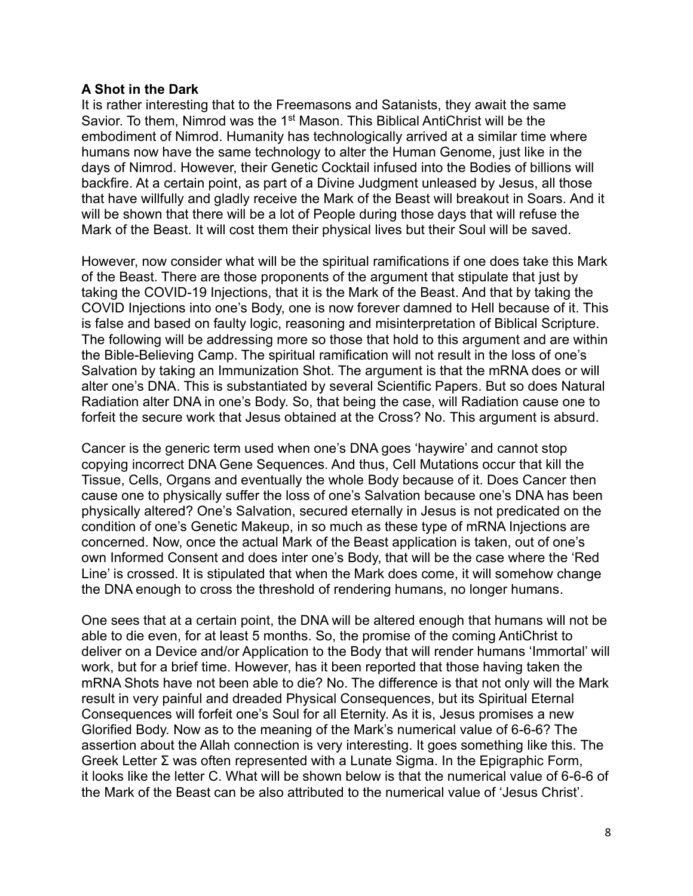**A Shot in the Dark**

It is rather interesting that to the Freemasons and Satanists, they await the same Savior. To them, Nimrod was the 1st Mason. This Biblical AntiChrist will be the embodiment of Nimrod. Humanity has technologically arrived at a similar time where humans now have the same technology to alter the Human Genome, just like in the days of Nimrod. However, their Genetic Cocktail infused into the Bodies of billions will backfire. At a certain point, as part of a Divine Judgment unleased by Jesus, all those that have willfully and gladly receive the Mark of the Beast will breakout in Soars. And it will be shown that there will be a lot of People during those days that will refuse the Mark of the Beast. It will cost them their physical lives but their Soul will be saved.

However, now consider what will be the spiritual ramifications if one does take this Mark of the Beast. There are those proponents of the argument that stipulate that just by taking the COVID-19 Injections, that it is the Mark of the Beast. And that by taking the COVID Injections into one's Body, one is now forever damned to Hell because of it. This is false and based on faulty logic, reasoning and misinterpretation of Biblical Scripture. The following will be addressing more so those that hold to this argument and are within the Bible-Believing Camp. The spiritual ramification will not result in the loss of one's Salvation by taking an Immunization Shot. The argument is that the mRNA does or will alter one's DNA. This is substantiated by several Scientific Papers. But so does Natural Radiation alter DNA in one's Body. So, that being the case, will Radiation cause one to forfeit the secure work that Jesus obtained at the Cross? No. This argument is absurd.

Cancer is the generic term used when one's DNA goes 'haywire' and cannot stop copying incorrect DNA Gene Sequences. And thus, Cell Mutations occur that kill the Tissue, Cells, Organs and eventually the whole Body because of it. Does Cancer then cause one to physically suffer the loss of one's Salvation because one's DNA has been physically altered? One's Salvation, secured eternally in Jesus is not predicated on the condition of one's Genetic Makeup, in so much as these type of mRNA Injections are concerned. Now, once the actual Mark of the Beast application is taken, out of one's own Informed Consent and does inter one's Body, that will be the case where the 'Red Line' is crossed. It is stipulated that when the Mark does come, it will somehow change the DNA enough to cross the threshold of rendering humans, no longer humans.

One sees that at a certain point, the DNA will be altered enough that humans will not be able to die even, for at least 5 months. So, the promise of the coming AntiChrist to deliver on a Device and/or Application to the Body that will render humans 'Immortal' will work, but for a brief time. However, has it been reported that those having taken the mRNA Shots have not been able to die? No. The difference is that not only will the Mark result in very painful and dreaded Physical Consequences, but its Spiritual Eternal Consequences will forfeit one's Soul for all Eternity. As it is, Jesus promises a new Glorified Body. Now as to the meaning of the Mark's numerical value of 6-6-6? The assertion about the Allah connection is very interesting. It goes something like this. The Greek Letter Σ was often represented with a Lunate Sigma. In the Epigraphic Form, it looks like the letter C. What will be shown below is that the numerical value of 6-6-6 of the Mark of the Beast can be also attributed to the numerical value of 'Jesus Christ'.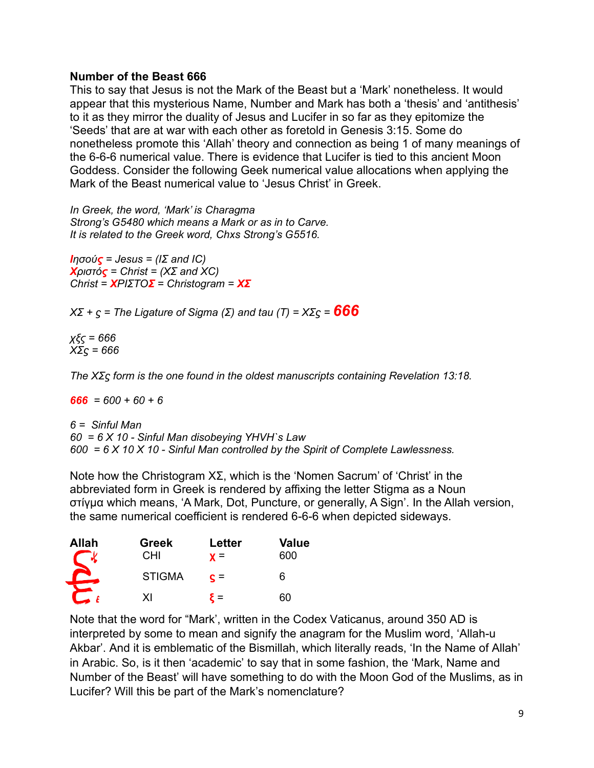**Number of the Beast 666**

This to say that Jesus is not the Mark of the Beast but a 'Mark' nonetheless. It would appear that this mysterious Name, Number and Mark has both a 'thesis' and 'antithesis' to it as they mirror the duality of Jesus and Lucifer in so far as they epitomize the 'Seeds' that are at war with each other as foretold in Genesis 3:15. Some do nonetheless promote this 'Allah' theory and connection as being 1 of many meanings of the 6-6-6 numerical value. There is evidence that Lucifer is tied to this ancient Moon Goddess. Consider the following Geek numerical value allocations when applying the Mark of the Beast numerical value to 'Jesus Christ' in Greek.

*In Greek, the word, 'Mark' is Charagma*
*Strong's G5480 which means a Mark or as in to Carve.*
*It is related to the Greek word, Chxs Strong's G5516.*

*Ιησούς = Jesus = (ΙΣ and IC)*
*Χριστός = Christ = (ΧΣ and XC)*
*Christ = ΧΡΙΣΤΟΣ = Christogram = ΧΣ*

*ΧΣ + ς = The Ligature of Sigma (Σ) and tau (Τ) = ΧΣς =* ***666***

*χξς = 666*
*ΧΣς = 666*

*The ΧΣς form is the one found in the oldest manuscripts containing Revelation 13:18.*

***666*** *= 600 + 60 + 6*

*6 = Sinful Man*
*60 = 6 X 10 - Sinful Man disobeying YHVH`s Law*
*600 = 6 X 10 X 10 - Sinful Man controlled by the Spirit of Complete Lawlessness.*

Note how the Christogram ΧΣ, which is the 'Nomen Sacrum' of 'Christ' in the abbreviated form in Greek is rendered by affixing the letter Stigma as a Noun στίγμα which means, 'A Mark, Dot, Puncture, or generally, A Sign'. In the Allah version, the same numerical coefficient is rendered 6-6-6 when depicted sideways.

| Allah | Greek | Letter | Value |
| --- | --- | --- | --- |
| | CHI | χ = | 600 |
| | STIGMA | ς = | 6 |
| | XI | ξ = | 60 |

Note that the word for "Mark", written in the Codex Vaticanus, around 350 AD is interpreted by some to mean and signify the anagram for the Muslim word, 'Allah-u Akbar'. And it is emblematic of the Bismillah, which literally reads, 'In the Name of Allah' in Arabic. So, is it then 'academic' to say that in some fashion, the 'Mark, Name and Number of the Beast' will have something to do with the Moon God of the Muslims, as in Lucifer? Will this be part of the Mark's nomenclature?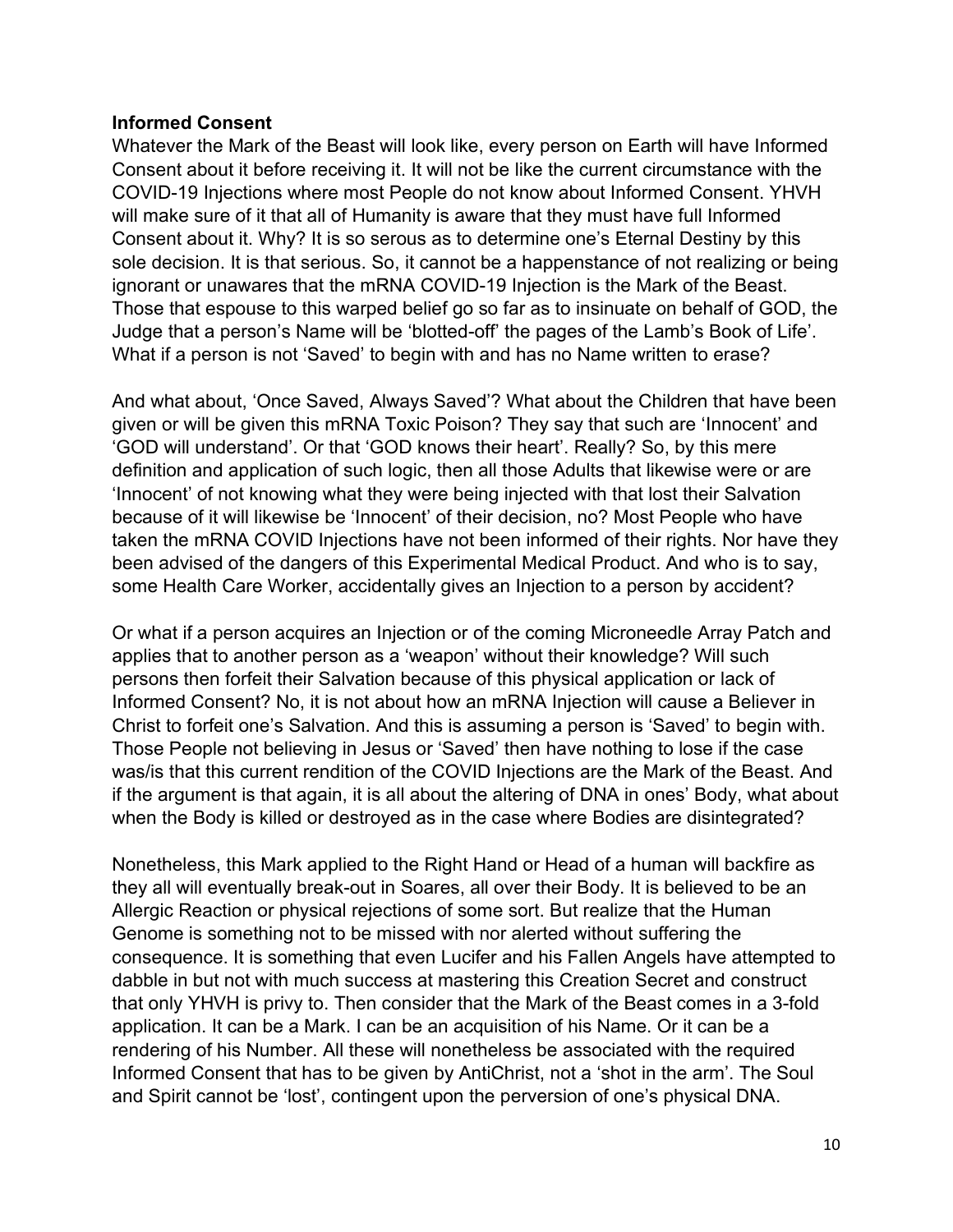**Informed Consent**

Whatever the Mark of the Beast will look like, every person on Earth will have Informed Consent about it before receiving it. It will not be like the current circumstance with the COVID-19 Injections where most People do not know about Informed Consent. YHVH will make sure of it that all of Humanity is aware that they must have full Informed Consent about it. Why? It is so serous as to determine one's Eternal Destiny by this sole decision. It is that serious. So, it cannot be a happenstance of not realizing or being ignorant or unawares that the mRNA COVID-19 Injection is the Mark of the Beast. Those that espouse to this warped belief go so far as to insinuate on behalf of GOD, the Judge that a person's Name will be 'blotted-off' the pages of the Lamb's Book of Life'. What if a person is not 'Saved' to begin with and has no Name written to erase?

And what about, 'Once Saved, Always Saved'? What about the Children that have been given or will be given this mRNA Toxic Poison? They say that such are 'Innocent' and 'GOD will understand'. Or that 'GOD knows their heart'. Really? So, by this mere definition and application of such logic, then all those Adults that likewise were or are 'Innocent' of not knowing what they were being injected with that lost their Salvation because of it will likewise be 'Innocent' of their decision, no? Most People who have taken the mRNA COVID Injections have not been informed of their rights. Nor have they been advised of the dangers of this Experimental Medical Product. And who is to say, some Health Care Worker, accidentally gives an Injection to a person by accident?

Or what if a person acquires an Injection or of the coming Microneedle Array Patch and applies that to another person as a 'weapon' without their knowledge? Will such persons then forfeit their Salvation because of this physical application or lack of Informed Consent? No, it is not about how an mRNA Injection will cause a Believer in Christ to forfeit one's Salvation. And this is assuming a person is 'Saved' to begin with. Those People not believing in Jesus or 'Saved' then have nothing to lose if the case was/is that this current rendition of the COVID Injections are the Mark of the Beast. And if the argument is that again, it is all about the altering of DNA in ones' Body, what about when the Body is killed or destroyed as in the case where Bodies are disintegrated?

Nonetheless, this Mark applied to the Right Hand or Head of a human will backfire as they all will eventually break-out in Soares, all over their Body. It is believed to be an Allergic Reaction or physical rejections of some sort. But realize that the Human Genome is something not to be missed with nor alerted without suffering the consequence. It is something that even Lucifer and his Fallen Angels have attempted to dabble in but not with much success at mastering this Creation Secret and construct that only YHVH is privy to. Then consider that the Mark of the Beast comes in a 3-fold application. It can be a Mark. I can be an acquisition of his Name. Or it can be a rendering of his Number. All these will nonetheless be associated with the required Informed Consent that has to be given by AntiChrist, not a 'shot in the arm'. The Soul and Spirit cannot be 'lost', contingent upon the perversion of one's physical DNA.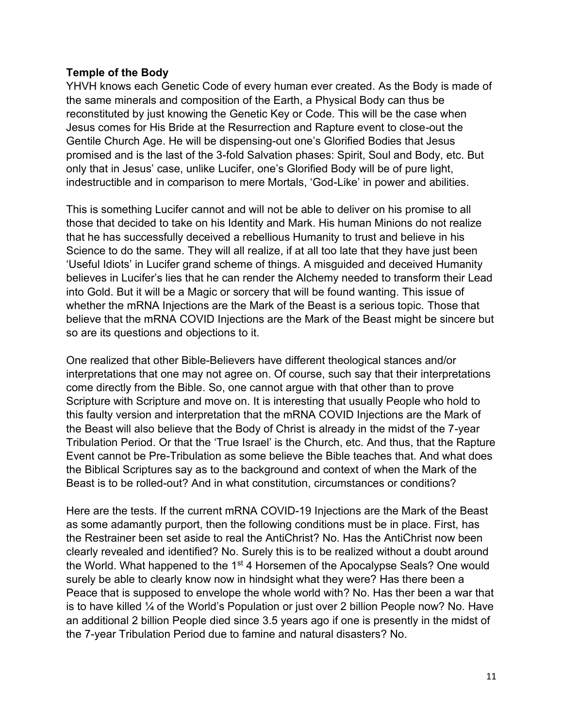**Temple of the Body**

YHVH knows each Genetic Code of every human ever created. As the Body is made of the same minerals and composition of the Earth, a Physical Body can thus be reconstituted by just knowing the Genetic Key or Code. This will be the case when Jesus comes for His Bride at the Resurrection and Rapture event to close-out the Gentile Church Age. He will be dispensing-out one's Glorified Bodies that Jesus promised and is the last of the 3-fold Salvation phases: Spirit, Soul and Body, etc. But only that in Jesus' case, unlike Lucifer, one's Glorified Body will be of pure light, indestructible and in comparison to mere Mortals, 'God-Like' in power and abilities.

This is something Lucifer cannot and will not be able to deliver on his promise to all those that decided to take on his Identity and Mark. His human Minions do not realize that he has successfully deceived a rebellious Humanity to trust and believe in his Science to do the same. They will all realize, if at all too late that they have just been 'Useful Idiots' in Lucifer grand scheme of things. A misguided and deceived Humanity believes in Lucifer's lies that he can render the Alchemy needed to transform their Lead into Gold. But it will be a Magic or sorcery that will be found wanting. This issue of whether the mRNA Injections are the Mark of the Beast is a serious topic. Those that believe that the mRNA COVID Injections are the Mark of the Beast might be sincere but so are its questions and objections to it.

One realized that other Bible-Believers have different theological stances and/or interpretations that one may not agree on. Of course, such say that their interpretations come directly from the Bible. So, one cannot argue with that other than to prove Scripture with Scripture and move on. It is interesting that usually People who hold to this faulty version and interpretation that the mRNA COVID Injections are the Mark of the Beast will also believe that the Body of Christ is already in the midst of the 7-year Tribulation Period. Or that the 'True Israel' is the Church, etc. And thus, that the Rapture Event cannot be Pre-Tribulation as some believe the Bible teaches that. And what does the Biblical Scriptures say as to the background and context of when the Mark of the Beast is to be rolled-out? And in what constitution, circumstances or conditions?

Here are the tests. If the current mRNA COVID-19 Injections are the Mark of the Beast as some adamantly purport, then the following conditions must be in place. First, has the Restrainer been set aside to real the AntiChrist? No. Has the AntiChrist now been clearly revealed and identified? No. Surely this is to be realized without a doubt around the World. What happened to the 1st 4 Horsemen of the Apocalypse Seals? One would surely be able to clearly know now in hindsight what they were? Has there been a Peace that is supposed to envelope the whole world with? No. Has ther been a war that is to have killed ¼ of the World's Population or just over 2 billion People now? No. Have an additional 2 billion People died since 3.5 years ago if one is presently in the midst of the 7-year Tribulation Period due to famine and natural disasters? No.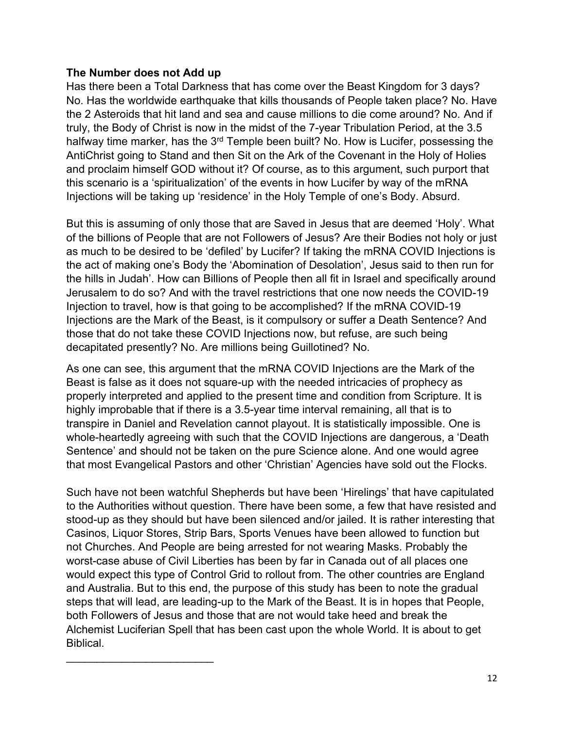**The Number does not Add up**

Has there been a Total Darkness that has come over the Beast Kingdom for 3 days? No. Has the worldwide earthquake that kills thousands of People taken place? No. Have the 2 Asteroids that hit land and sea and cause millions to die come around? No. And if truly, the Body of Christ is now in the midst of the 7-year Tribulation Period, at the 3.5 halfway time marker, has the 3rd Temple been built? No. How is Lucifer, possessing the AntiChrist going to Stand and then Sit on the Ark of the Covenant in the Holy of Holies and proclaim himself GOD without it? Of course, as to this argument, such purport that this scenario is a 'spiritualization' of the events in how Lucifer by way of the mRNA Injections will be taking up 'residence' in the Holy Temple of one's Body. Absurd.

But this is assuming of only those that are Saved in Jesus that are deemed 'Holy'. What of the billions of People that are not Followers of Jesus? Are their Bodies not holy or just as much to be desired to be 'defiled' by Lucifer? If taking the mRNA COVID Injections is the act of making one's Body the 'Abomination of Desolation', Jesus said to then run for the hills in Judah'. How can Billions of People then all fit in Israel and specifically around Jerusalem to do so? And with the travel restrictions that one now needs the COVID-19 Injection to travel, how is that going to be accomplished? If the mRNA COVID-19 Injections are the Mark of the Beast, is it compulsory or suffer a Death Sentence? And those that do not take these COVID Injections now, but refuse, are such being decapitated presently? No. Are millions being Guillotined? No.

As one can see, this argument that the mRNA COVID Injections are the Mark of the Beast is false as it does not square-up with the needed intricacies of prophecy as properly interpreted and applied to the present time and condition from Scripture. It is highly improbable that if there is a 3.5-year time interval remaining, all that is to transpire in Daniel and Revelation cannot playout. It is statistically impossible. One is whole-heartedly agreeing with such that the COVID Injections are dangerous, a 'Death Sentence' and should not be taken on the pure Science alone. And one would agree that most Evangelical Pastors and other 'Christian' Agencies have sold out the Flocks.

Such have not been watchful Shepherds but have been 'Hirelings' that have capitulated to the Authorities without question. There have been some, a few that have resisted and stood-up as they should but have been silenced and/or jailed. It is rather interesting that Casinos, Liquor Stores, Strip Bars, Sports Venues have been allowed to function but not Churches. And People are being arrested for not wearing Masks. Probably the worst-case abuse of Civil Liberties has been by far in Canada out of all places one would expect this type of Control Grid to rollout from. The other countries are England and Australia. But to this end, the purpose of this study has been to note the gradual steps that will lead, are leading-up to the Mark of the Beast. It is in hopes that People, both Followers of Jesus and those that are not would take heed and break the Alchemist Luciferian Spell that has been cast upon the whole World. It is about to get Biblical.

\_\_\_\_\_\_\_\_\_\_\_\_\_\_\_\_\_\_\_\_\_\_\_\_\_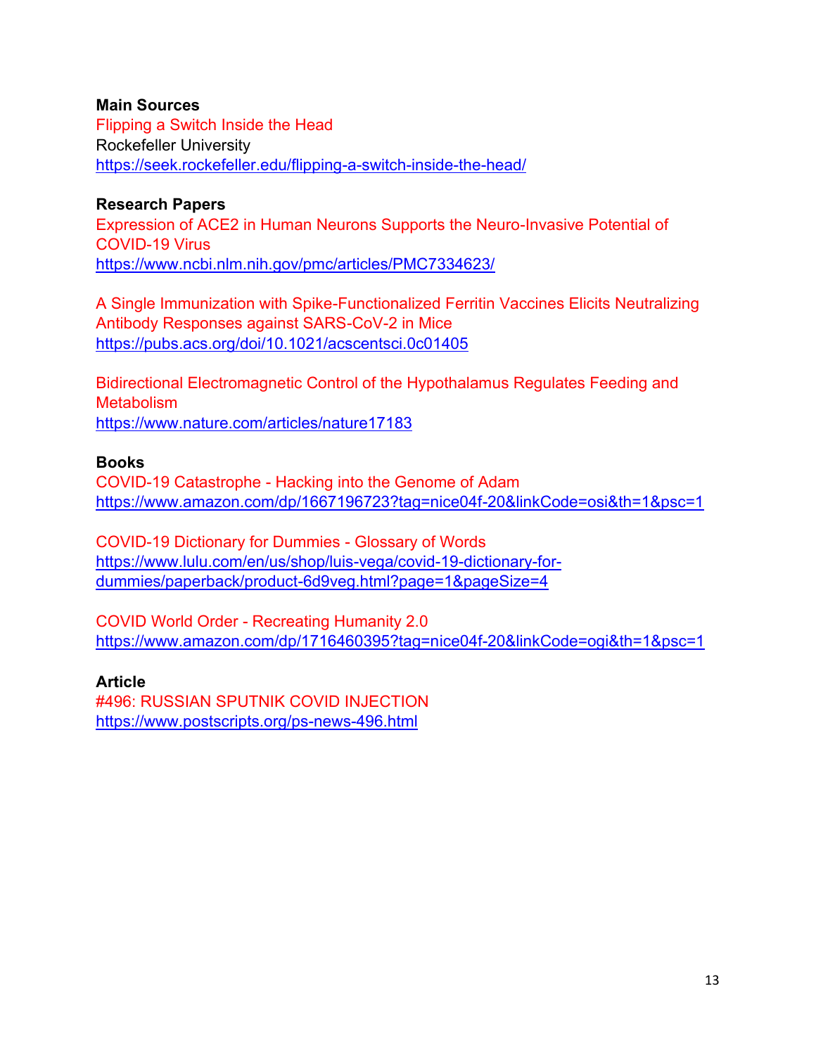**Main Sources**

Flipping a Switch Inside the Head
Rockefeller University
https://seek.rockefeller.edu/flipping-a-switch-inside-the-head/

**Research Papers**

Expression of ACE2 in Human Neurons Supports the Neuro-Invasive Potential of COVID-19 Virus
https://www.ncbi.nlm.nih.gov/pmc/articles/PMC7334623/

A Single Immunization with Spike-Functionalized Ferritin Vaccines Elicits Neutralizing Antibody Responses against SARS-CoV-2 in Mice
https://pubs.acs.org/doi/10.1021/acscentsci.0c01405

Bidirectional Electromagnetic Control of the Hypothalamus Regulates Feeding and Metabolism
https://www.nature.com/articles/nature17183

**Books**

COVID-19 Catastrophe - Hacking into the Genome of Adam
https://www.amazon.com/dp/1667196723?tag=nice04f-20&linkCode=osi&th=1&psc=1

COVID-19 Dictionary for Dummies - Glossary of Words
https://www.lulu.com/en/us/shop/luis-vega/covid-19-dictionary-for-dummies/paperback/product-6d9veg.html?page=1&pageSize=4

COVID World Order - Recreating Humanity 2.0
https://www.amazon.com/dp/1716460395?tag=nice04f-20&linkCode=ogi&th=1&psc=1

**Article**

#496: RUSSIAN SPUTNIK COVID INJECTION
https://www.postscripts.org/ps-news-496.html